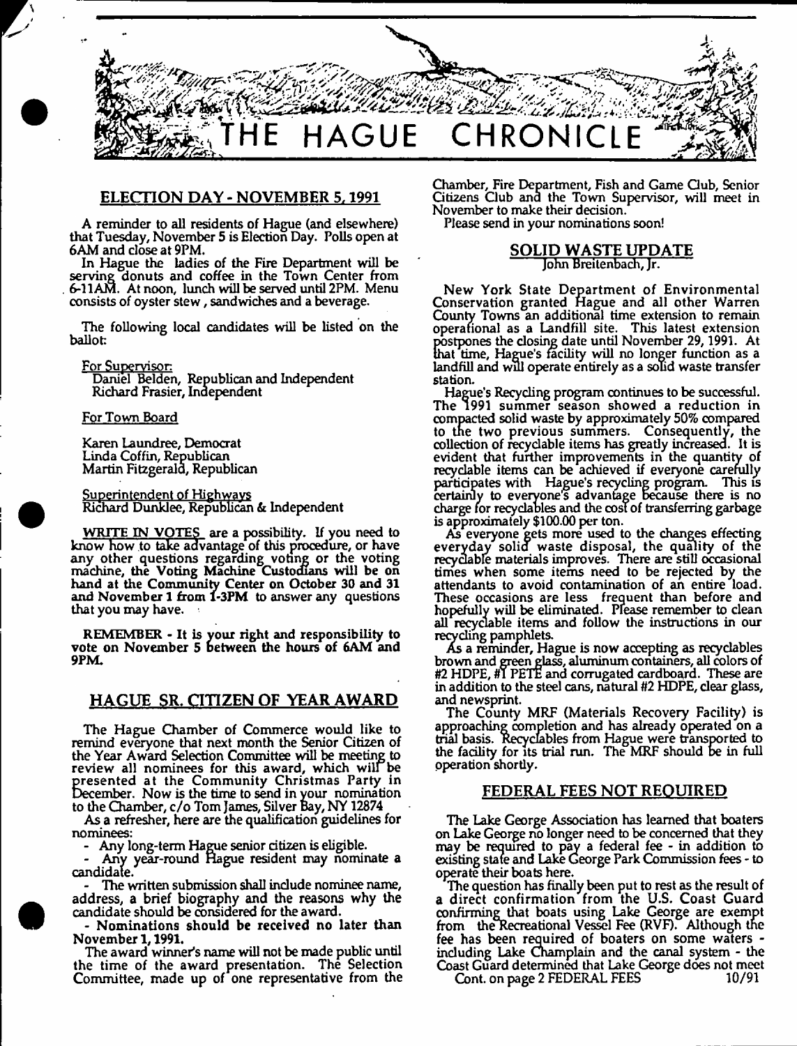# THE HAGUE CHRONICLE

## ELECTION DAY - NOVEMBER 5, 1991

A reminder to all residents of Hague (and elsewhere) that Tuesday, November 5 is Election Day. Polls open at 6AM and close at 9PM.

In Hague the ladies of the Fire Department will be serving donuts and coffee in the Town Center from 6-11AM. At noon, lunch will be served until 2PM. Menu consists of oyster stew, sandwiches and a beverage.

The following local candidates will be listed on the ballot:

For Supervisor:
Daniel Belden, Republican and Independent
Richard Frasier, Independent

For Town Board

Karen Laundree, Democrat
Linda Coffin, Republican
Martin Fitzgerald, Republican

Superintendent of Highways
Richard Dunklee, Republican & Independent

**WRITE IN VOTES** are a possibility. If you need to know how to take advantage of this procedure, or have any other questions regarding voting or the voting machine, the Voting Machine Custodians will be on hand at the Community Center on October 30 and 31 and November 1 from 1-3PM to answer any questions that you may have.

**REMEMBER - It is your right and responsibility to vote on November 5 between the hours of 6AM and 9PM.**

## HAGUE SR. CITIZEN OF YEAR AWARD

The Hague Chamber of Commerce would like to remind everyone that next month the Senior Citizen of the Year Award Selection Committee will be meeting to review all nominees for this award, which will be presented at the Community Christmas Party in December. Now is the time to send in your nomination to the Chamber, c/o Tom James, Silver Bay, NY 12874

As a refresher, here are the qualification guidelines for nominees:

- Any long-term Hague senior citizen is eligible.
- Any year-round Hague resident may nominate a candidate.
- The written submission shall include nominee name, address, a brief biography and the reasons why the candidate should be considered for the award.
- **Nominations should be received no later than November 1, 1991.**

The award winner's name will not be made public until the time of the award presentation. The Selection Committee, made up of one representative from the Chamber, Fire Department, Fish and Game Club, Senior Citizens Club and the Town Supervisor, will meet in November to make their decision.

Please send in your nominations soon!

## SOLID WASTE UPDATE

John Breitenbach, Jr.

New York State Department of Environmental Conservation granted Hague and all other Warren County Towns an additional time extension to remain operational as a Landfill site. This latest extension postpones the closing date until November 29, 1991. At that time, Hague's facility will no longer function as a landfill and will operate entirely as a solid waste transfer station.

Hague's Recycling program continues to be successful. The 1991 summer season showed a reduction in compacted solid waste by approximately 50% compared to the two previous summers. Consequently, the collection of recyclable items has greatly increased. It is evident that further improvements in the quantity of recyclable items can be achieved if everyone carefully participates with Hague's recycling program. This is certainly to everyone's advantage because there is no charge for recyclables and the cost of transferring garbage is approximately $100.00 per ton.

As everyone gets more used to the changes effecting everyday solid waste disposal, the quality of the recyclable materials improves. There are still occasional times when some items need to be rejected by the attendants to avoid contamination of an entire load. These occasions are less frequent than before and hopefully will be eliminated. Please remember to clean all recyclable items and follow the instructions in our recycling pamphlets.

As a reminder, Hague is now accepting as recyclables brown and green glass, aluminum containers, all colors of #2 HDPE, #1 PETE and corrugated cardboard. These are in addition to the steel cans, natural #2 HDPE, clear glass, and newsprint.

The County MRF (Materials Recovery Facility) is approaching completion and has already operated on a trial basis. Recyclables from Hague were transported to the facility for its trial run. The MRF should be in full operation shortly.

## FEDERAL FEES NOT REQUIRED

The Lake George Association has learned that boaters on Lake George no longer need to be concerned that they may be required to pay a federal fee - in addition to existing state and Lake George Park Commission fees - to operate their boats here.

The question has finally been put to rest as the result of a direct confirmation from the U.S. Coast Guard confirming that boats using Lake George are exempt from the Recreational Vessel Fee (RVF). Although the fee has been required of boaters on some waters - including Lake Champlain and the canal system - the Coast Guard determined that Lake George does not meet

Cont. on page 2 FEDERAL FEES

10/91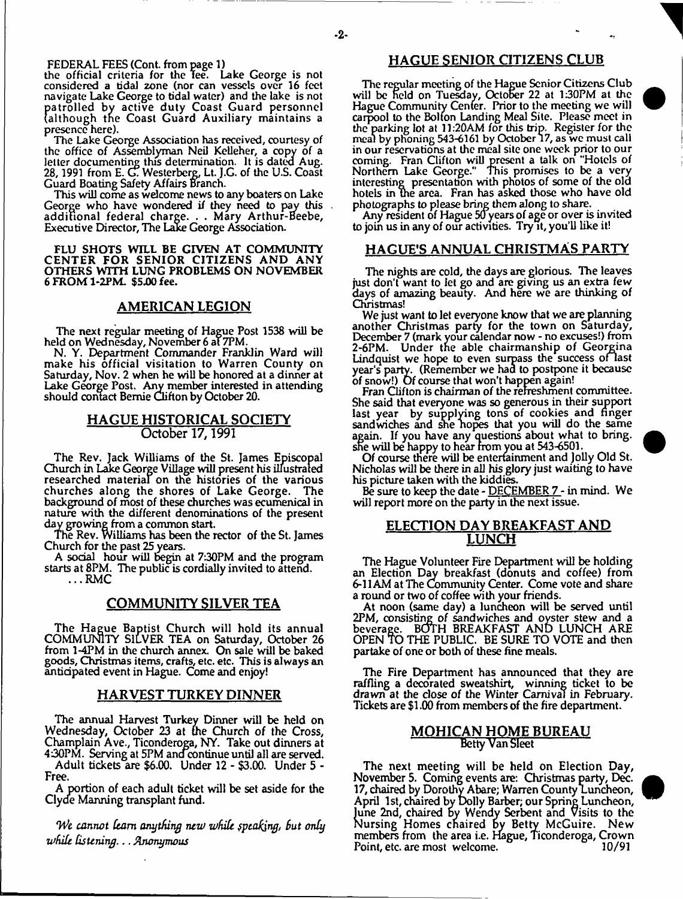FEDERAL FEES (Cont. from page 1)

the official criteria for the fee. Lake George is not considered a tidal zone (nor can vessels over 16 feet navigate Lake George to tidal water) and the lake is not patrolled by active duty Coast Guard personnel (although the Coast Guard Auxiliary maintains a presence here).

The Lake George Association has received, courtesy of the office of Assemblyman Neil Kelleher, a copy of a letter documenting this determination. It is dated Aug. 28, 1991 from E. G. Westerberg, Lt. J.G. of the U.S. Coast Guard Boating Safety Affairs Branch.

This will come as welcome news to any boaters on Lake George who have wondered if they need to pay this additional federal charge. . . Mary Arthur-Beebe, Executive Director, The Lake George Association.

**FLU SHOTS WILL BE GIVEN AT COMMUNITY CENTER FOR SENIOR CITIZENS AND ANY OTHERS WITH LUNG PROBLEMS ON NOVEMBER 6 FROM 1-2PM. $5.00 fee.**

## AMERICAN LEGION

The next regular meeting of Hague Post 1538 will be held on Wednesday, November 6 at 7PM.

N. Y. Department Commander Franklin Ward will make his official visitation to Warren County on Saturday, Nov. 2 when he will be honored at a dinner at Lake George Post. Any member interested in attending should contact Bernie Clifton by October 20.

## HAGUE HISTORICAL SOCIETY
October 17, 1991

The Rev. Jack Williams of the St. James Episcopal Church in Lake George Village will present his illustrated researched material on the histories of the various churches along the shores of Lake George. The background of most of these churches was ecumenical in nature with the different denominations of the present day growing from a common start.

The Rev. Williams has been the rector of the St. James Church for the past 25 years.

A social hour will begin at 7:30PM and the program starts at 8PM. The public is cordially invited to attend. ...RMC

## COMMUNITY SILVER TEA

The Hague Baptist Church will hold its annual COMMUNITY SILVER TEA on Saturday, October 26 from 1-4PM in the church annex. On sale will be baked goods, Christmas items, crafts, etc. etc. This is always an anticipated event in Hague. Come and enjoy!

## HARVEST TURKEY DINNER

The annual Harvest Turkey Dinner will be held on Wednesday, October 23 at the Church of the Cross, Champlain Ave., Ticonderoga, NY. Take out dinners at 4:30PM. Serving at 5PM and continue until all are served.

Adult tickets are $6.00. Under 12 - $3.00. Under 5 - Free.

A portion of each adult ticket will be set aside for the Clyde Manning transplant fund.

*We cannot learn anything new while speaking, but only while listening... Anonymous*

## HAGUE SENIOR CITIZENS CLUB

The regular meeting of the Hague Senior Citizens Club will be held on Tuesday, October 22 at 1:30PM at the Hague Community Center. Prior to the meeting we will carpool to the Bolton Landing Meal Site. Please meet in the parking lot at 11:20AM for this trip. Register for the meal by phoning 543-6161 by October 17, as we must call in our reservations at the meal site one week prior to our coming. Fran Clifton will present a talk on "Hotels of Northern Lake George." This promises to be a very interesting presentation with photos of some of the old hotels in the area. Fran has asked those who have old photographs to please bring them along to share.

Any resident of Hague 50 years of age or over is invited to join us in any of our activities. Try it, you'll like it!

## HAGUE'S ANNUAL CHRISTMAS PARTY

The nights are cold, the days are glorious. The leaves just don't want to let go and are giving us an extra few days of amazing beauty. And here we are thinking of Christmas!

We just want to let everyone know that we are planning another Christmas party for the town on Saturday, December 7 (mark your calendar now - no excuses!) from 2-6PM. Under the able chairmanship of Georgina Lindquist we hope to even surpass the success of last year's party. (Remember we had to postpone it because of snow!) Of course that won't happen again!

Fran Clifton is chairman of the refreshment committee. She said that everyone was so generous in their support last year by supplying tons of cookies and finger sandwiches and she hopes that you will do the same again. If you have any questions about what to bring, she will be happy to hear from you at 543-6501.

Of course there will be entertainment and Jolly Old St. Nicholas will be there in all his glory just waiting to have his picture taken with the kiddies.

Be sure to keep the date - DECEMBER 7 - in mind. We will report more on the party in the next issue.

## ELECTION DAY BREAKFAST AND LUNCH

The Hague Volunteer Fire Department will be holding an Election Day breakfast (donuts and coffee) from 6-11AM at The Community Center. Come vote and share a round or two of coffee with your friends.

At noon (same day) a luncheon will be served until 2PM, consisting of sandwiches and oyster stew and a beverage. BOTH BREAKFAST AND LUNCH ARE OPEN TO THE PUBLIC. BE SURE TO VOTE and then partake of one or both of these fine meals.

The Fire Department has announced that they are raffling a decorated sweatshirt, winning ticket to be drawn at the close of the Winter Carnival in February. Tickets are $1.00 from members of the fire department.

## MOHICAN HOME BUREAU
Betty Van Sleet

The next meeting will be held on Election Day, November 5. Coming events are: Christmas party, Dec. 17, chaired by Dorothy Abare; Warren County Luncheon, April 1st, chaired by Dolly Barber; our Spring Luncheon, June 2nd, chaired by Wendy Serbent and Visits to the Nursing Homes chaired by Betty McGuire. New members from the area i.e. Hague, Ticonderoga, Crown Point, etc. are most welcome. 10/91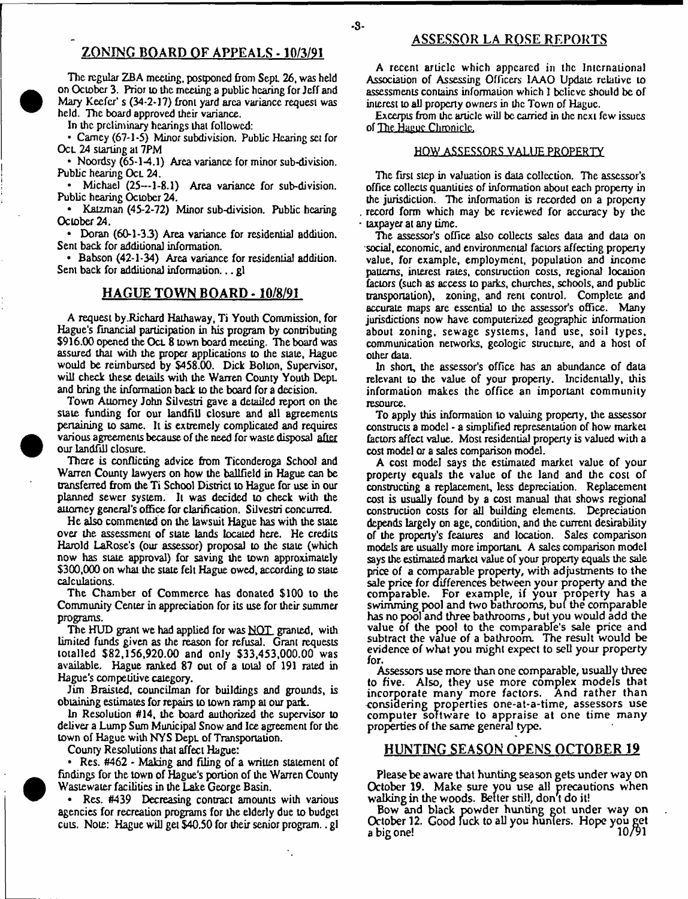## ZONING BOARD OF APPEALS - 10/3/91

The regular ZBA meeting, postponed from Sept. 26, was held on October 3. Prior to the meeting a public hearing for Jeff and Mary Keefer's (34-2-17) front yard area variance request was held. The board approved their variance.

In the preliminary hearings that followed:

- Carney (67-1-5) Minor subdivision. Public Hearing set for Oct. 24 starting at 7PM
- Noordsy (65-1-4.1) Area variance for minor sub-division. Public hearing Oct. 24.
- Michael (25---1-8.1) Area variance for sub-division. Public hearing October 24.
- Katzman (45-2-72) Minor sub-division. Public hearing October 24.
- Doran (60-1-3.3) Area variance for residential addition. Sent back for additional information.
- Babson (42-1-34) Area variance for residential addition. Sent back for additional information... gl

## HAGUE TOWN BOARD - 10/8/91

A request by Richard Hathaway, Ti Youth Commission, for Hague's financial participation in his program by contributing $916.00 opened the Oct. 8 town board meeting. The board was assured that with the proper applications to the state, Hague would be reimbursed by $458.00. Dick Bolton, Supervisor, will check these details with the Warren County Youth Dept. and bring the information back to the board for a decision.

Town Attorney John Silvestri gave a detailed report on the state funding for our landfill closure and all agreements pertaining to same. It is extremely complicated and requires various agreements because of the need for waste disposal after our landfill closure.

There is conflicting advice from Ticonderoga School and Warren County lawyers on how the ballfield in Hague can be transferred from the Ti School District to Hague for use in our planned sewer system. It was decided to check with the attorney general's office for clarification. Silvestri concurred.

He also commented on the lawsuit Hague has with the state over the assessment of state lands located here. He credits Harold LaRose's (our assessor) proposal to the state (which now has state approval) for saving the town approximately $300,000 on what the state felt Hague owed, according to state calculations.

The Chamber of Commerce has donated $100 to the Community Center in appreciation for its use for their summer programs.

The HUD grant we had applied for was NOT granted, with limited funds given as the reason for refusal. Grant requests totalled $82,156,920.00 and only $33,453,000.00 was available. Hague ranked 87 out of a total of 191 rated in Hague's competitive category.

Jim Braisted, councilman for buildings and grounds, is obtaining estimates for repairs to town ramp at our park.

In Resolution #14, the board authorized the supervisor to deliver a Lump Sum Municipal Snow and Ice agreement for the town of Hague with NYS Dept. of Transportation.

County Resolutions that affect Hague:

- Res. #462 - Making and filing of a written statement of findings for the town of Hague's portion of the Warren County Wastewater facilities in the Lake George Basin.
- Res. #439 Decreasing contract amounts with various agencies for recreation programs for the elderly due to budget cuts. Note: Hague will get $40.50 for their senior program.. gl

## ASSESSOR LA ROSE REPORTS

A recent article which appeared in the International Association of Assessing Officers IAAO Update relative to assessments contains information which I believe should be of interest to all property owners in the Town of Hague.

Excerpts from the article will be carried in the next few issues of The Hague Chronicle.

### HOW ASSESSORS VALUE PROPERTY

The first step in valuation is data collection. The assessor's office collects quantities of information about each property in the jurisdiction. The information is recorded on a property record form which may be reviewed for accuracy by the taxpayer at any time.

The assessor's office also collects sales data and data on social, economic, and environmental factors affecting property value, for example, employment, population and income patterns, interest rates, construction costs, regional location factors (such as access to parks, churches, schools, and public transportation), zoning, and rent control. Complete and accurate maps are essential to the assessor's office. Many jurisdictions now have computerized geographic information about zoning, sewage systems, land use, soil types, communication networks, geologic structure, and a host of other data.

In short, the assessor's office has an abundance of data relevant to the value of your property. Incidentally, this information makes the office an important community resource.

To apply this information to valuing property, the assessor constructs a model - a simplified representation of how market factors affect value. Most residential property is valued with a cost model or a sales comparison model.

A cost model says the estimated market value of your property equals the value of the land and the cost of constructing a replacement, less depreciation. Replacement cost is usually found by a cost manual that shows regional construction costs for all building elements. Depreciation depends largely on age, condition, and the current desirability of the property's features and location. Sales comparison models are usually more important. A sales comparison model says the estimated market value of your property equals the sale price of a comparable property, with adjustments to the sale price for differences between your property and the comparable. For example, if your property has a swimming pool and two bathrooms, but the comparable has no pool and three bathrooms, but you would add the value of the pool to the comparable's sale price and subtract the value of a bathroom. The result would be evidence of what you might expect to sell your property for.

Assessors use more than one comparable, usually three to five. Also, they use more complex models that incorporate many more factors. And rather than considering properties one-at-a-time, assessors use computer software to appraise at one time many properties of the same general type.

## HUNTING SEASON OPENS OCTOBER 19

Please be aware that hunting season gets under way on October 19. Make sure you use all precautions when walking in the woods. Better still, don't do it!

Bow and black powder hunting got under way on October 12. Good luck to all you hunters. Hope you get a big one! 10/91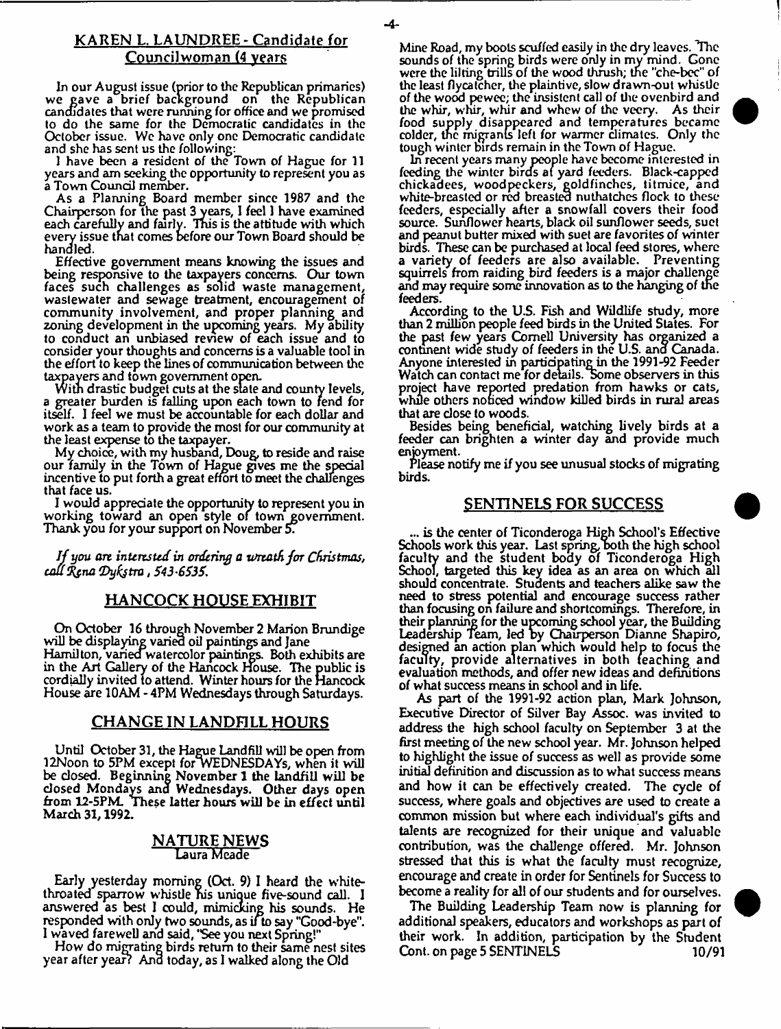## KAREN L. LAUNDREE - Candidate for Councilwoman (4 years

In our August issue (prior to the Republican primaries) we gave a brief background on the Republican candidates that were running for office and we promised to do the same for the Democratic candidates in the October issue. We have only one Democratic candidate and she has sent us the following:

I have been a resident of the Town of Hague for 11 years and am seeking the opportunity to represent you as a Town Council member.

As a Planning Board member since 1987 and the Chairperson for the past 3 years, I feel I have examined each carefully and fairly. This is the attitude with which every issue that comes before our Town Board should be handled.

Effective government means knowing the issues and being responsive to the taxpayers concerns. Our town faces such challenges as solid waste management, wastewater and sewage treatment, encouragement of community involvement, and proper planning and zoning development in the upcoming years. My ability to conduct an unbiased review of each issue and to consider your thoughts and concerns is a valuable tool in the effort to keep the lines of communication between the taxpayers and town government open.

With drastic budget cuts at the state and county levels, a greater burden is falling upon each town to fend for itself. I feel we must be accountable for each dollar and work as a team to provide the most for our community at the least expense to the taxpayer.

My choice, with my husband, Doug, to reside and raise our family in the Town of Hague gives me the special incentive to put forth a great effort to meet the challenges that face us.

I would appreciate the opportunity to represent you in working toward an open style of town government. Thank you for your support on November 5.

*If you are interested in ordering a wreath for Christmas, call Rena Dykstra, 543-6535.*

## HANCOCK HOUSE EXHIBIT

On October 16 through November 2 Marion Brundige will be displaying varied oil paintings and Jane Hamilton, varied watercolor paintings. Both exhibits are in the Art Gallery of the Hancock House. The public is cordially invited to attend. Winter hours for the Hancock House are 10AM - 4PM Wednesdays through Saturdays.

## CHANGE IN LANDFILL HOURS

Until October 31, the Hague Landfill will be open from 12Noon to 5PM except for WEDNESDAYs, when it will be closed. Beginning November 1 the landfill will be closed Mondays and Wednesdays. Other days open from 12-5PM. These latter hours will be in effect until March 31, 1992.

## NATURE NEWS
Laura Meade

Early yesterday morning (Oct. 9) I heard the white-throated sparrow whistle his unique five-sound call. I answered as best I could, mimicking his sounds. He responded with only two sounds, as if to say "Good-bye". I waved farewell and said, "See you next Spring!"

How do migrating birds return to their same nest sites year after year? And today, as I walked along the Old Mine Road, my boots scuffed easily in the dry leaves. The sounds of the spring birds were only in my mind. Gone were the lilting trills of the wood thrush; the "che-bec" of the least flycatcher, the plaintive, slow drawn-out whistle of the wood pewee; the insistent call of the ovenbird and the whir, whir, whir and whew of the veery. As their food supply disappeared and temperatures became colder, the migrants left for warmer climates. Only the tough winter birds remain in the Town of Hague.

In recent years many people have become interested in feeding the winter birds at yard feeders. Black-capped chickadees, woodpeckers, goldfinches, titmice, and white-breasted or red breasted nuthatches flock to these feeders, especially after a snowfall covers their food source. Sunflower hearts, black oil sunflower seeds, suet and peanut butter mixed with suet are favorites of winter birds. These can be purchased at local feed stores, where a variety of feeders are also available. Preventing squirrels from raiding bird feeders is a major challenge and may require some innovation as to the hanging of the feeders.

According to the U.S. Fish and Wildlife study, more than 2 million people feed birds in the United States. For the past few years Cornell University has organized a continent wide study of feeders in the U.S. and Canada. Anyone interested in participating in the 1991-92 Feeder Watch can contact me for details. Some observers in this project have reported predation from hawks or cats, while others noticed window killed birds in rural areas that are close to woods.

Besides being beneficial, watching lively birds at a feeder can brighten a winter day and provide much enjoyment.

Please notify me if you see unusual stocks of migrating birds.

## SENTINELS FOR SUCCESS

... is the center of Ticonderoga High School's Effective Schools work this year. Last spring, both the high school faculty and the student body of Ticonderoga High School, targeted this key idea as an area on which all should concentrate. Students and teachers alike saw the need to stress potential and encourage success rather than focusing on failure and shortcomings. Therefore, in their planning for the upcoming school year, the Building Leadership Team, led by Chairperson Dianne Shapiro, designed an action plan which would help to focus the faculty, provide alternatives in both teaching and evaluation methods, and offer new ideas and definitions of what success means in school and in life.

As part of the 1991-92 action plan, Mark Johnson, Executive Director of Silver Bay Assoc. was invited to address the high school faculty on September 3 at the first meeting of the new school year. Mr. Johnson helped to highlight the issue of success as well as provide some initial definition and discussion as to what success means and how it can be effectively created. The cycle of success, where goals and objectives are used to create a common mission but where each individual's gifts and talents are recognized for their unique and valuable contribution, was the challenge offered. Mr. Johnson stressed that this is what the faculty must recognize, encourage and create in order for Sentinels for Success to become a reality for all of our students and for ourselves.

The Building Leadership Team now is planning for additional speakers, educators and workshops as part of their work. In addition, participation by the Student

Cont. on page 5 SENTINELS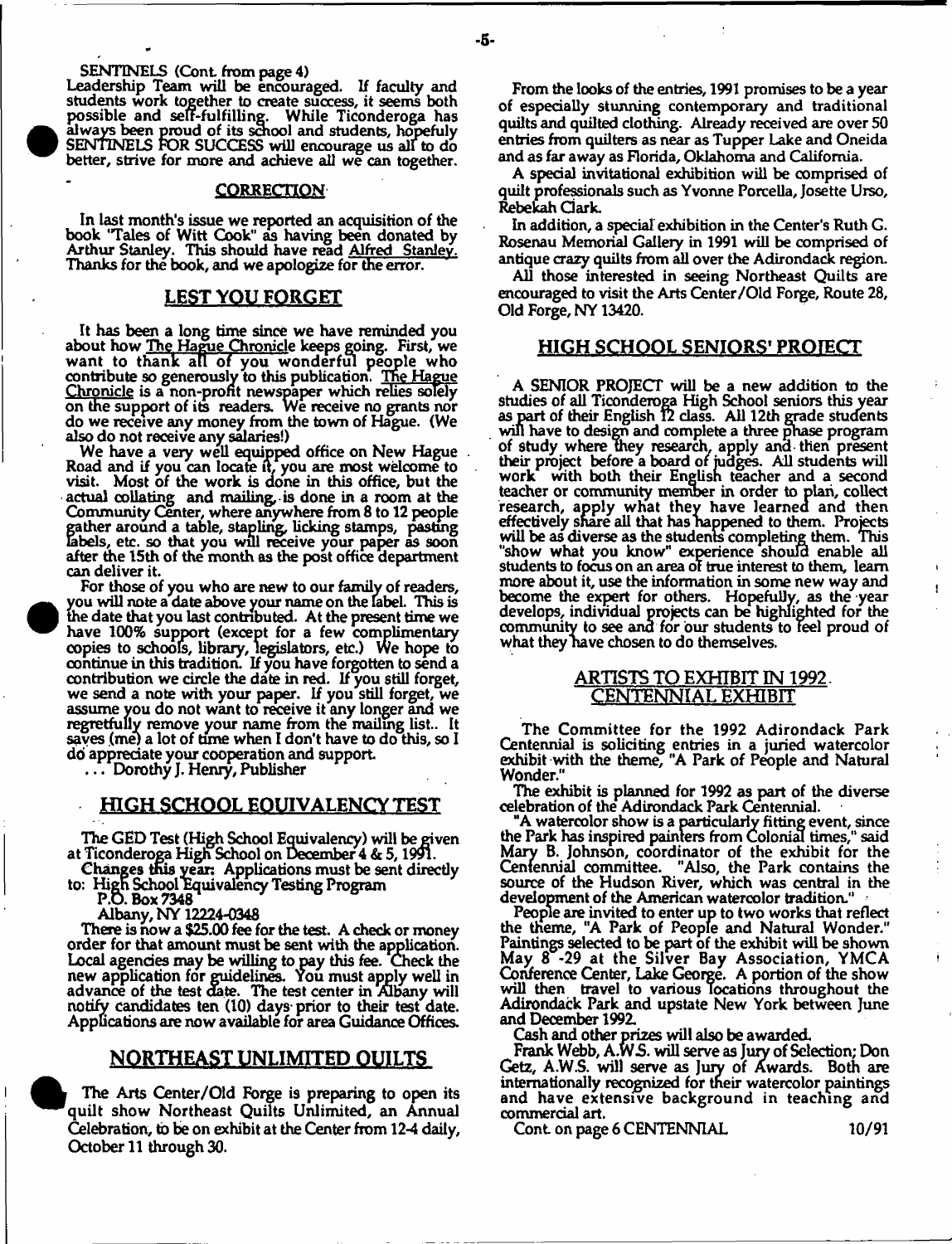SENTINELS (Cont. from page 4)

Leadership Team will be encouraged. If faculty and students work together to create success, it seems both possible and self-fulfilling. While Ticonderoga has always been proud of its school and students, hopefuly SENTINELS FOR SUCCESS will encourage us all to do better, strive for more and achieve all we can together.

## CORRECTION

In last month's issue we reported an acquisition of the book "Tales of Witt Cook" as having been donated by Arthur Stanley. This should have read Alfred Stanley. Thanks for the book, and we apologize for the error.

## LEST YOU FORGET

It has been a long time since we have reminded you about how The Hague Chronicle keeps going. First, we want to thank all of you wonderful people who contribute so generously to this publication. The Hague Chronicle is a non-profit newspaper which relies solely on the support of its readers. We receive no grants nor do we receive any money from the town of Hague. (We also do not receive any salaries!)

We have a very well equipped office on New Hague Road and if you can locate it, you are most welcome to visit. Most of the work is done in this office, but the actual collating and mailing, is done in a room at the Community Center, where anywhere from 8 to 12 people gather around a table, stapling, licking stamps, pasting labels, etc. so that you will receive your paper as soon after the 15th of the month as the post office department can deliver it.

For those of you who are new to our family of readers, you will note a date above your name on the label. This is the date that you last contributed. At the present time we have 100% support (except for a few complimentary copies to schools, library, legislators, etc.) We hope to continue in this tradition. If you have forgotten to send a contribution we circle the date in red. If you still forget, we send a note with your paper. If you still forget, we assume you do not want to receive it any longer and we regretfully remove your name from the mailing list.. It saves (me) a lot of time when I don't have to do this, so I do appreciate your cooperation and support.

... Dorothy J. Henry, Publisher

## HIGH SCHOOL EQUIVALENCY TEST

The GED Test (High School Equivalency) will be given at Ticonderoga High School on December 4 & 5, 1991.

Changes this year: Applications must be sent directly to: High School Equivalency Testing Program
P.O. Box 7348
Albany, NY 12224-0348

There is now a $25.00 fee for the test. A check or money order for that amount must be sent with the application. Local agencies may be willing to pay this fee. Check the new application for guidelines. You must apply well in advance of the test date. The test center in Albany will notify candidates ten (10) days prior to their test date. Applications are now available for area Guidance Offices.

## NORTHEAST UNLIMITED QUILTS

The Arts Center/Old Forge is preparing to open its quilt show Northeast Quilts Unlimited, an Annual Celebration, to be on exhibit at the Center from 12-4 daily, October 11 through 30.

From the looks of the entries, 1991 promises to be a year of especially stunning contemporary and traditional quilts and quilted clothing. Already received are over 50 entries from quilters as near as Tupper Lake and Oneida and as far away as Florida, Oklahoma and California.

A special invitational exhibition will be comprised of quilt professionals such as Yvonne Porcella, Josette Urso, Rebekah Clark.

In addition, a special exhibition in the Center's Ruth G. Rosenau Memorial Gallery in 1991 will be comprised of antique crazy quilts from all over the Adirondack region.

All those interested in seeing Northeast Quilts are encouraged to visit the Arts Center/Old Forge, Route 28, Old Forge, NY 13420.

## HIGH SCHOOL SENIORS' PROJECT

A SENIOR PROJECT will be a new addition to the studies of all Ticonderoga High School seniors this year as part of their English 12 class. All 12th grade students will have to design and complete a three phase program of study where they research, apply and then present their project before a board of judges. All students will work with both their English teacher and a second teacher or community member in order to plan, collect research, apply what they have learned and then effectively share all that has happened to them. Projects will be as diverse as the students completing them. This "show what you know" experience should enable all students to focus on an area of true interest to them, learn more about it, use the information in some new way and become the expert for others. Hopefully, as the year develops, individual projects can be highlighted for the community to see and for our students to feel proud of what they have chosen to do themselves.

## ARTISTS TO EXHIBIT IN 1992 - CENTENNIAL EXHIBIT

The Committee for the 1992 Adirondack Park Centennial is soliciting entries in a juried watercolor exhibit with the theme, "A Park of People and Natural Wonder."

The exhibit is planned for 1992 as part of the diverse celebration of the Adirondack Park Centennial.

"A watercolor show is a particularly fitting event, since the Park has inspired painters from Colonial times," said Mary B. Johnson, coordinator of the exhibit for the Centennial committee. "Also, the Park contains the source of the Hudson River, which was central in the development of the American watercolor tradition."

People are invited to enter up to two works that reflect the theme, "A Park of People and Natural Wonder." Paintings selected to be part of the exhibit will be shown May 8 -29 at the Silver Bay Association, YMCA Conference Center, Lake George. A portion of the show will then travel to various locations throughout the Adirondack Park and upstate New York between June and December 1992.

Cash and other prizes will also be awarded.

Frank Webb, A.W.S. will serve as Jury of Selection; Don Getz, A.W.S. will serve as Jury of Awards. Both are internationally recognized for their watercolor paintings and have extensive background in teaching and commercial art.

Cont. on page 6 CENTENNIAL

10/91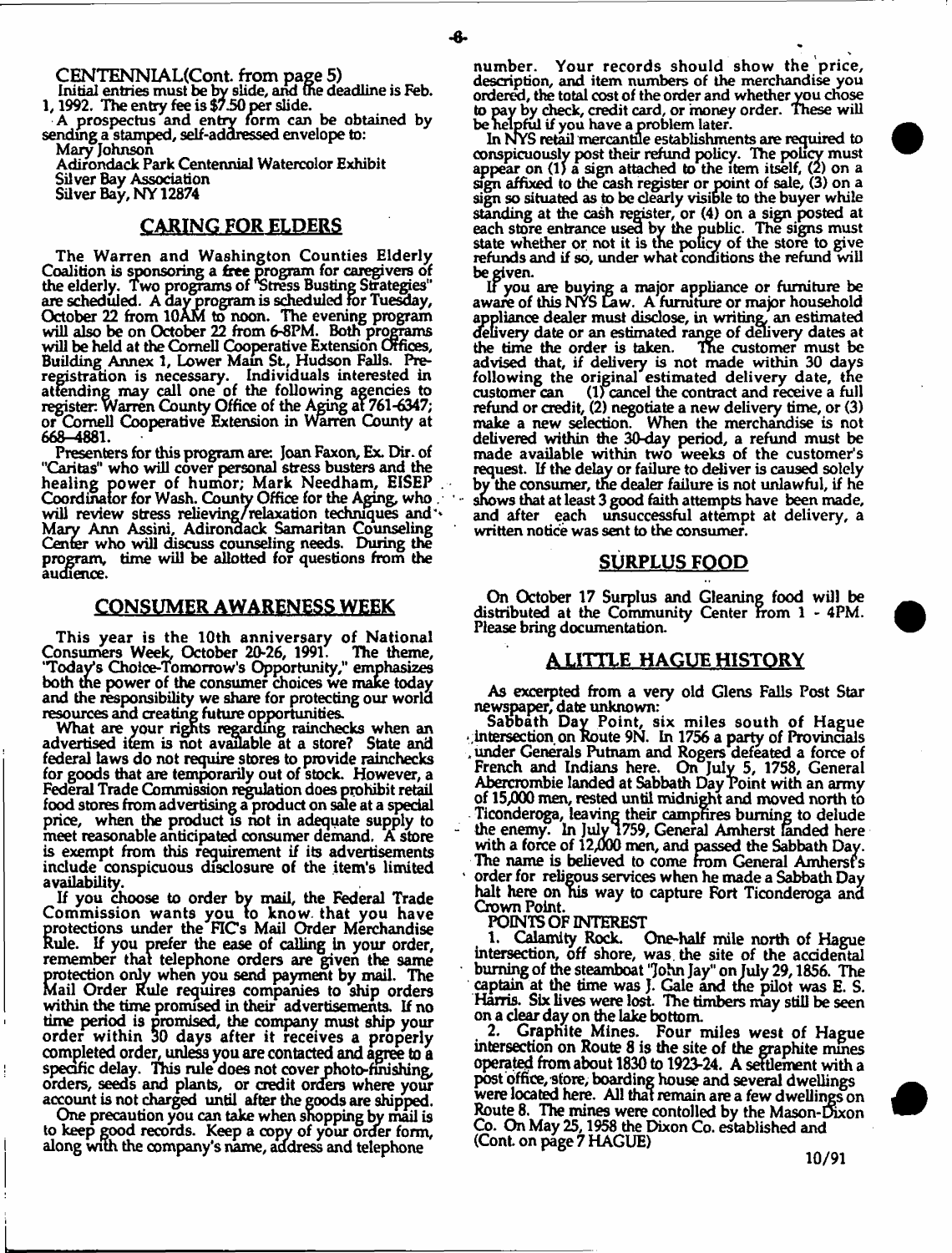CENTENNIAL(Cont. from page 5)

Initial entries must be by slide, and the deadline is Feb. 1, 1992. The entry fee is $7.50 per slide.

A prospectus and entry form can be obtained by sending a stamped, self-addressed envelope to:

Mary Johnson
Adirondack Park Centennial Watercolor Exhibit
Silver Bay Association
Silver Bay, NY 12874

## CARING FOR ELDERS

The Warren and Washington Counties Elderly Coalition is sponsoring a free program for caregivers of the elderly. Two programs of "Stress Busting Strategies" are scheduled. A day program is scheduled for Tuesday, October 22 from 10AM to noon. The evening program will also be on October 22 from 6-8PM. Both programs will be held at the Cornell Cooperative Extension Offices, Building Annex 1, Lower Main St., Hudson Falls. Pre-registration is necessary. Individuals interested in attending may call one of the following agencies to register: Warren County Office of the Aging at 761-6347; or Cornell Cooperative Extension in Warren County at 668-4881.

Presenters for this program are: Joan Faxon, Ex. Dir. of "Caritas" who will cover personal stress busters and the healing power of humor; Mark Needham, EISEP Coordinator for Wash. County Office for the Aging, who will review stress relieving/relaxation techniques and Mary Ann Assini, Adirondack Samaritan Counseling Center who will discuss counseling needs. During the program, time will be allotted for questions from the audience.

## CONSUMER AWARENESS WEEK

This year is the 10th anniversary of National Consumers Week, October 20-26, 1991. The theme, "Today's Choice-Tomorrow's Opportunity," emphasizes both the power of the consumer choices we make today and the responsibility we share for protecting our world resources and creating future opportunities.

What are your rights regarding rainchecks when an advertised item is not available at a store? State and federal laws do not require stores to provide rainchecks for goods that are temporarily out of stock. However, a Federal Trade Commission regulation does prohibit retail food stores from advertising a product on sale at a special price, when the product is not in adequate supply to meet reasonable anticipated consumer demand. A store is exempt from this requirement if its advertisements include conspicuous disclosure of the item's limited availability.

If you choose to order by mail, the Federal Trade Commission wants you to know that you have protections under the FTC's Mail Order Merchandise Rule. If you prefer the ease of calling in your order, remember that telephone orders are given the same protection only when you send payment by mail. The Mail Order Rule requires companies to ship orders within the time promised in their advertisements. If no time period is promised, the company must ship your order within 30 days after it receives a properly completed order, unless you are contacted and agree to a specific delay. This rule does not cover photo-finishing, orders, seeds and plants, or credit orders where your account is not charged until after the goods are shipped.

One precaution you can take when shopping by mail is to keep good records. Keep a copy of your order form, along with the company's name, address and telephone number. Your records should show the price, description, and item numbers of the merchandise you ordered, the total cost of the order and whether you chose to pay by check, credit card, or money order. These will be helpful if you have a problem later.

In NYS retail mercantile establishments are required to conspicuously post their refund policy. The policy must appear on (1) a sign attached to the item itself, (2) on a sign affixed to the cash register or point of sale, (3) on a sign so situated as to be clearly visible to the buyer while standing at the cash register, or (4) on a sign posted at each store entrance used by the public. The signs must state whether or not it is the policy of the store to give refunds and if so, under what conditions the refund will be given.

If you are buying a major appliance or furniture be aware of this NYS Law. A furniture or major household appliance dealer must disclose, in writing, an estimated delivery date or an estimated range of delivery dates at the time the order is taken. The customer must be advised that, if delivery is not made within 30 days following the original estimated delivery date, the customer can (1) cancel the contract and receive a full refund or credit, (2) negotiate a new delivery time, or (3) make a new selection. When the merchandise is not delivered within the 30-day period, a refund must be made available within two weeks of the customer's request. If the delay or failure to deliver is caused solely by the consumer, the dealer failure is not unlawful, if he shows that at least 3 good faith attempts have been made, and after each unsuccessful attempt at delivery, a written notice was sent to the consumer.

## SURPLUS FOOD

On October 17 Surplus and Gleaning food will be distributed at the Community Center from 1 - 4PM. Please bring documentation.

## A LITTLE HAGUE HISTORY

As excerpted from a very old Glens Falls Post Star newspaper, date unknown:

Sabbath Day Point, six miles south of Hague intersection on Route 9N. In 1756 a party of Provincials under Generals Putnam and Rogers defeated a force of French and Indians here. On July 5, 1758, General Abercrombie landed at Sabbath Day Point with an army of 15,000 men, rested until midnight and moved north to Ticonderoga, leaving their campfires burning to delude the enemy. In July 1759, General Amherst landed here with a force of 12,000 men, and passed the Sabbath Day. The name is believed to come from General Amherst's order for religous services when he made a Sabbath Day halt here on his way to capture Fort Ticonderoga and Crown Point.

POINTS OF INTEREST

1. Calamity Rock. One-half mile north of Hague intersection, off shore, was the site of the accidental burning of the steamboat "John Jay" on July 29, 1856. The captain at the time was J. Gale and the pilot was E. S. Harris. Six lives were lost. The timbers may still be seen on a clear day on the lake bottom.

2. Graphite Mines. Four miles west of Hague intersection on Route 8 is the site of the graphite mines operated from about 1830 to 1923-24. A settlement with a post office, store, boarding house and several dwellings were located here. All that remain are a few dwellings on Route 8. The mines were contolled by the Mason-Dixon Co. On May 25, 1958 the Dixon Co. established and (Cont. on page 7 HAGUE)

10/91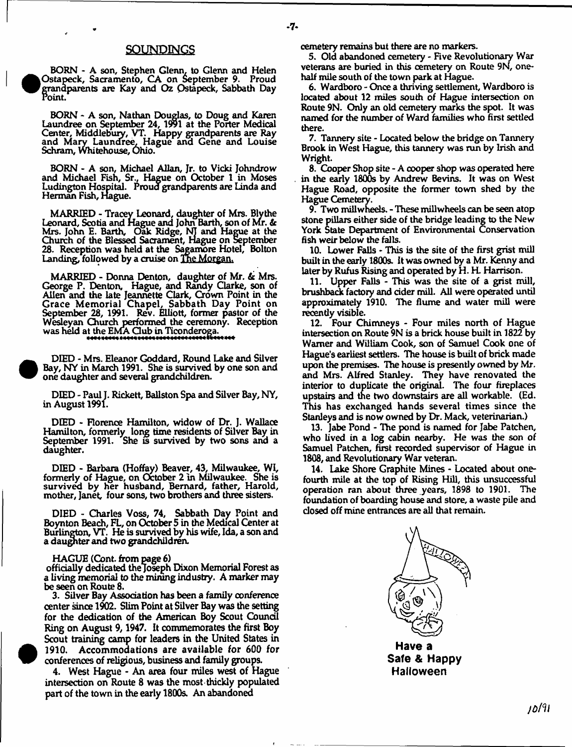## SOUNDINGS

BORN - A son, Stephen Glenn, to Glenn and Helen Ostapeck, Sacramento, CA on September 9. Proud grandparents are Kay and Oz Ostapeck, Sabbath Day Point.

BORN - A son, Nathan Douglas, to Doug and Karen Laundree on September 24, 1991 at the Porter Medical Center, Middlebury, VT. Happy grandparents are Ray and Mary Laundree, Hague and Gene and Louise Schram, Whitehouse, Ohio.

BORN - A son, Michael Allan, Jr. to Vicki Johndrow and Michael Fish, Sr., Hague on October 1 in Moses Ludington Hospital. Proud grandparents are Linda and Herman Fish, Hague.

MARRIED - Tracey Leonard, daughter of Mrs. Blythe Leonard, Scotia and Hague and John Barth, son of Mr. & Mrs. John E. Barth, Oak Ridge, NJ and Hague at the Church of the Blessed Sacrament, Hague on September 28. Reception was held at the Sagamore Hotel, Bolton Landing, followed by a cruise on The Morgan.

MARRIED - Donna Denton, daughter of Mr. & Mrs. George P. Denton, Hague, and Randy Clarke, son of Allen and the late Jeannette Clark, Crown Point in the Grace Memorial Chapel, Sabbath Day Point on September 28, 1991. Rev. Elliott, former pastor of the Wesleyan Church performed the ceremony. Reception was held at the EMA Club in Ticonderoga.

DIED - Mrs. Eleanor Goddard, Round Lake and Silver Bay, NY in March 1991. She is survived by one son and one daughter and several grandchildren.

DIED - Paul J. Rickett, Ballston Spa and Silver Bay, NY, in August 1991.

DIED - Florence Hamilton, widow of Dr. J. Wallace Hamilton, formerly long time residents of Silver Bay in September 1991. She is survived by two sons and a daughter.

DIED - Barbara (Hoffay) Beaver, 43, Milwaukee, WI, formerly of Hague, on October 2 in Milwaukee. She is survived by her husband, Bernard, father, Harold, mother, Janet, four sons, two brothers and three sisters.

DIED - Charles Voss, 74, Sabbath Day Point and Boynton Beach, FL, on October 5 in the Medical Center at Burlington, VT. He is survived by his wife, Ida, a son and a daughter and two grandchildren.

HAGUE (Cont. from page 6)
officially dedicated the Joseph Dixon Memorial Forest as a living memorial to the mining industry. A marker may be seen on Route 8.

3. Silver Bay Association has been a family conference center since 1902. Slim Point at Silver Bay was the setting for the dedication of the American Boy Scout Council Ring on August 9, 1947. It commemorates the first Boy Scout training camp for leaders in the United States in 1910. Accommodations are available for 600 for conferences of religious, business and family groups.

4. West Hague - An area four miles west of Hague intersection on Route 8 was the most thickly populated part of the town in the early 1800s. An abandoned cemetery remains but there are no markers.

5. Old abandoned cemetery - Five Revolutionary War veterans are buried in this cemetery on Route 9N, one-half mile south of the town park at Hague.

6. Wardboro - Once a thriving settlement, Wardboro is located about 12 miles south of Hague intersection on Route 9N. Only an old cemetery marks the spot. It was named for the number of Ward families who first settled there.

7. Tannery site - Located below the bridge on Tannery Brook in West Hague, this tannery was run by Irish and Wright.

8. Cooper Shop site - A cooper shop was operated here in the early 1800s by Andrew Bevins. It was on West Hague Road, opposite the former town shed by the Hague Cemetery.

9. Two millwheels. - These millwheels can be seen atop stone pillars either side of the bridge leading to the New York State Department of Environmental Conservation fish weir below the falls.

10. Lower Falls - This is the site of the first grist mill built in the early 1800s. It was owned by a Mr. Kenny and later by Rufus Rising and operated by H. H. Harrison.

11. Upper Falls - This was the site of a grist mill, brushback factory and cider mill. All were operated until approximately 1910. The flume and water mill were recently visible.

12. Four Chimneys - Four miles north of Hague intersection on Route 9N is a brick house built in 1822 by Warner and William Cook, son of Samuel Cook one of Hague's earliest settlers. The house is built of brick made upon the premises. The house is presently owned by Mr. and Mrs. Alfred Stanley. They have renovated the interior to duplicate the original. The four fireplaces upstairs and the two downstairs are all workable. (Ed. This has exchanged hands several times since the Stanleys and is now owned by Dr. Mack, veterinarian.)

13. Jabe Pond - The pond is named for Jabe Patchen, who lived in a log cabin nearby. He was the son of Samuel Patchen, first recorded supervisor of Hague in 1808, and Revolutionary War veteran.

14. Lake Shore Graphite Mines - Located about one-fourth mile at the top of Rising Hill, this unsuccessful operation ran about three years, 1898 to 1901. The foundation of boarding house and store, a waste pile and closed off mine entrances are all that remain.

**Have a Safe & Happy Halloween**

10/91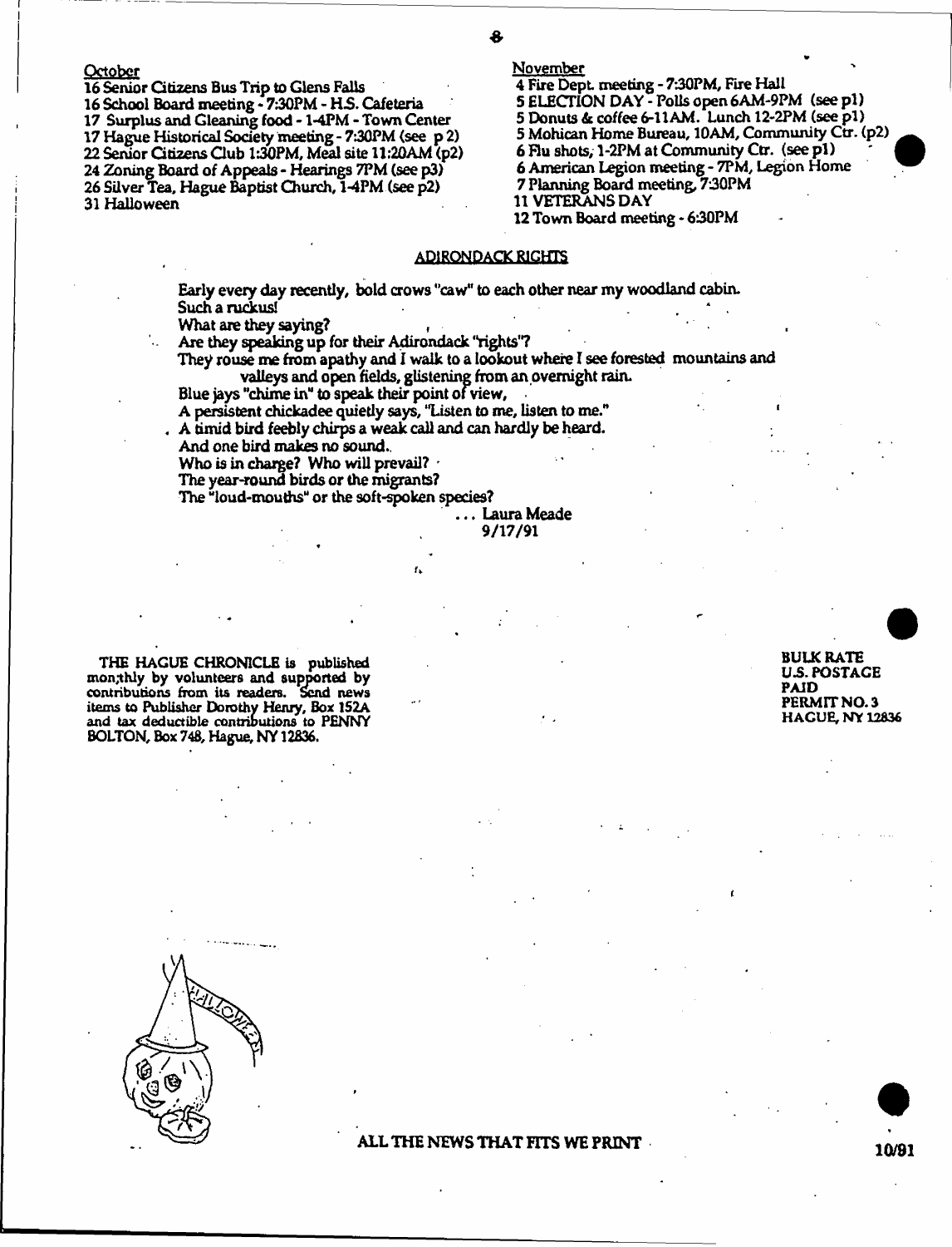October

16 Senior Citizens Bus Trip to Glens Falls
16 School Board meeting - 7:30PM - H.S. Cafeteria
17 Surplus and Gleaning food - 1-4PM - Town Center
17 Hague Historical Society meeting - 7:30PM (see p 2)
22 Senior Citizens Club 1:30PM, Meal site 11:20AM (p2)
24 Zoning Board of Appeals - Hearings 7PM (see p3)
26 Silver Tea, Hague Baptist Church, 1-4PM (see p2)
31 Halloween

November

4 Fire Dept. meeting - 7:30PM, Fire Hall
5 ELECTION DAY - Polls open 6AM-9PM (see p1)
5 Donuts & coffee 6-11AM. Lunch 12-2PM (see p1)
5 Mohican Home Bureau, 10AM, Community Ctr. (p2)
6 Flu shots, 1-2PM at Community Ctr. (see p1)
6 American Legion meeting - 7PM, Legion Home
7 Planning Board meeting, 7:30PM
11 VETERANS DAY
12 Town Board meeting - 6:30PM

## ADIRONDACK RIGHTS

Early every day recently, bold crows "caw" to each other near my woodland cabin.
Such a ruckus!
What are they saying?
Are they speaking up for their Adirondack "rights"?
They rouse me from apathy and I walk to a lookout where I see forested mountains and valleys and open fields, glistening from an overnight rain.
Blue jays "chime in" to speak their point of view,
A persistent chickadee quietly says, "Listen to me, listen to me."
A timid bird feebly chirps a weak call and can hardly be heard.
And one bird makes no sound.
Who is in charge? Who will prevail?
The year-round birds or the migrants?
The "loud-mouths" or the soft-spoken species?

... Laura Meade
9/17/91

THE HAGUE CHRONICLE is published monthly by volunteers and supported by contributions from its readers. Send news items to Publisher Dorothy Henry, Box 152A and tax deductible contributions to PENNY BOLTON, Box 748, Hague, NY 12836.

BULK RATE
U.S. POSTAGE
PAID
PERMIT NO. 3
HAGUE, NY 12836

ALL THE NEWS THAT FITS WE PRINT

10/91